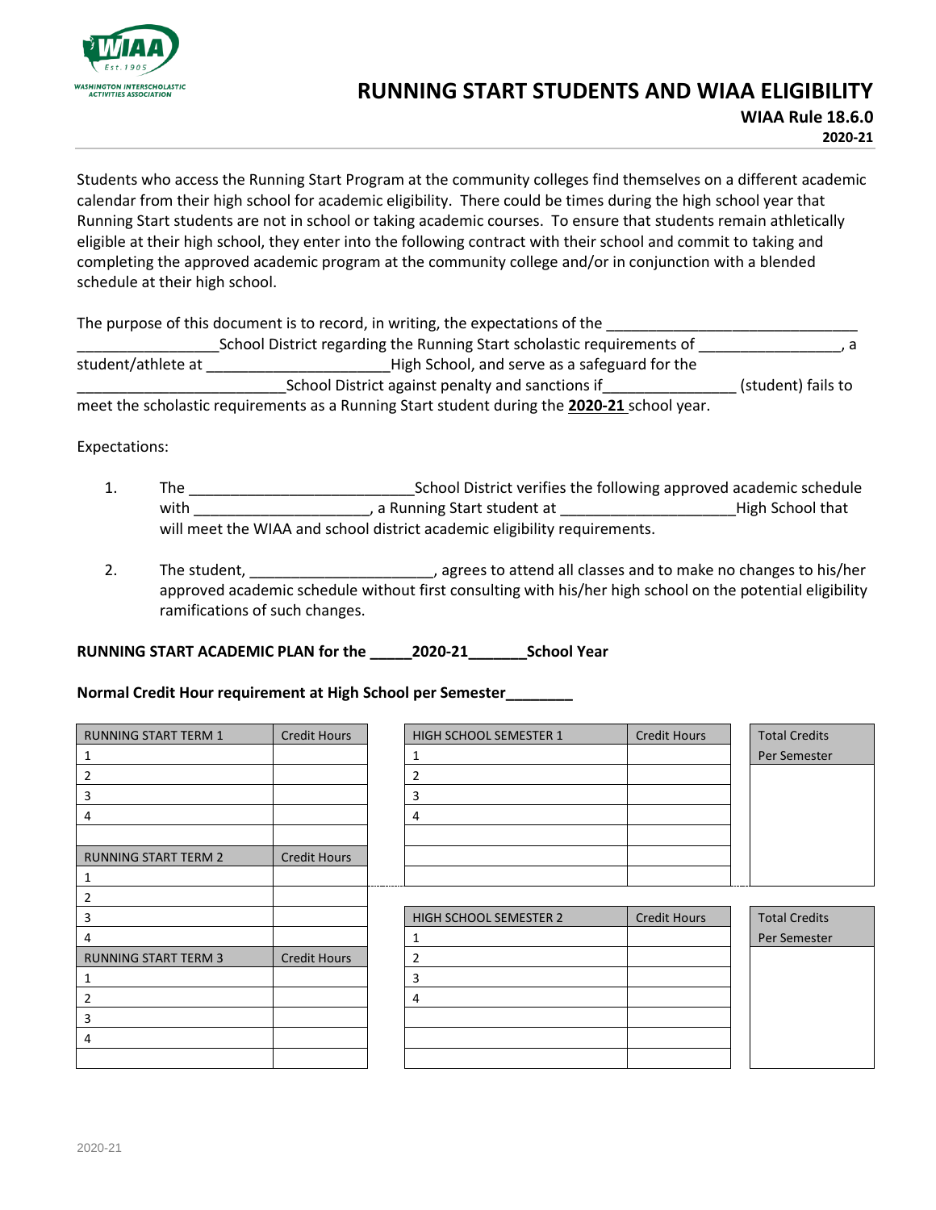WASHINGTON INTERSCHOLASTIC ACTIVITIES ASSOCIATION

# RUNNING START STUDENTS AND WIAA ELIGIBILITY

**WIAA Rule 18.6.0**

**2020-21**

Students who access the Running Start Program at the community colleges find themselves on a different academic calendar from their high school for academic eligibility. There could be times during the high school year that Running Start students are not in school or taking academic courses. To ensure that students remain athletically eligible at their high school, they enter into the following contract with their school and commit to taking and completing the approved academic program at the community college and/or in conjunction with a blended schedule at their high school.

The purpose of this document is to record, in writing, the expectations of the ________________________________ _________________School District regarding the Running Start scholastic requirements of _________________, a student/athlete at _______________________High School, and serve as a safeguard for the __________________________School District against penalty and sanctions if________________ (student) fails to meet the scholastic requirements as a Running Start student during the **2020-21** school year.

Expectations:

1. The ____________________________School District verifies the following approved academic schedule with _____________________, a Running Start student at _____________________High School that will meet the WIAA and school district academic eligibility requirements.

2. The student, _______________________, agrees to attend all classes and to make no changes to his/her approved academic schedule without first consulting with his/her high school on the potential eligibility ramifications of such changes.

**RUNNING START ACADEMIC PLAN for the _____2020-21_______School Year**

**Normal Credit Hour requirement at High School per Semester________**

| RUNNING START TERM 1 | Credit Hours |
|---|---|
| 1 | |
| 2 | |
| 3 | |
| 4 | |
| | |
| **RUNNING START TERM 2** | **Credit Hours** |
| 1 | |
| 2 | |
| 3 | |
| 4 | |
| **RUNNING START TERM 3** | **Credit Hours** |
| 1 | |
| 2 | |
| 3 | |
| 4 | |
| | |

| HIGH SCHOOL SEMESTER 1 | Credit Hours |
|---|---|
| 1 | |
| 2 | |
| 3 | |
| 4 | |
| | |
| | |
| | |

| Total Credits Per Semester |
|---|
| |

| HIGH SCHOOL SEMESTER 2 | Credit Hours |
|---|---|
| 1 | |
| 2 | |
| 3 | |
| 4 | |
| | |
| | |
| | |

| Total Credits Per Semester |
|---|
| |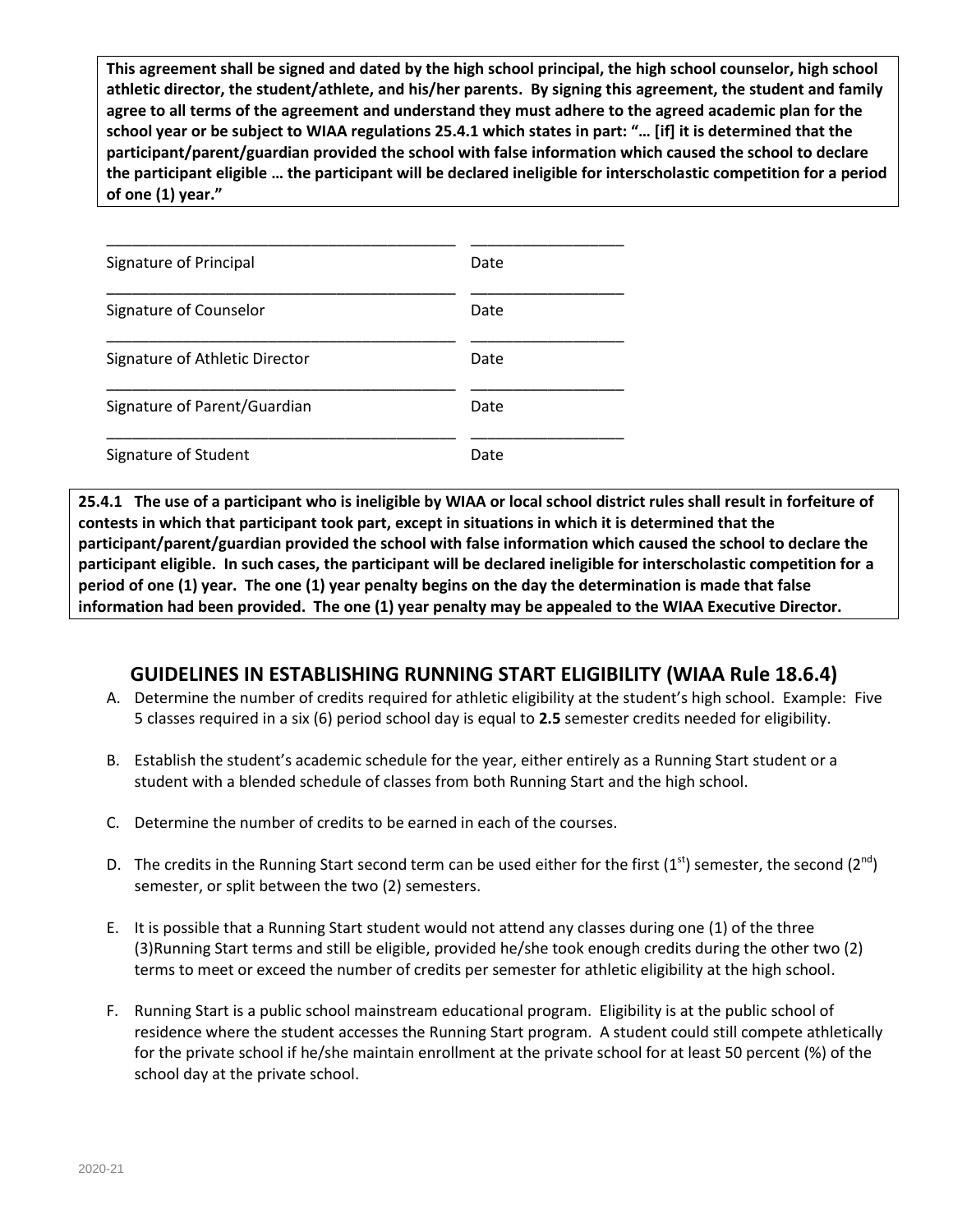**This agreement shall be signed and dated by the high school principal, the high school counselor, high school athletic director, the student/athlete, and his/her parents. By signing this agreement, the student and family agree to all terms of the agreement and understand they must adhere to the agreed academic plan for the school year or be subject to WIAA regulations 25.4.1 which states in part: "… [if] it is determined that the participant/parent/guardian provided the school with false information which caused the school to declare the participant eligible … the participant will be declared ineligible for interscholastic competition for a period of one (1) year."**

\_\_\_\_\_\_\_\_\_\_\_\_\_\_\_\_\_\_\_\_\_\_\_\_\_\_\_\_\_\_\_\_\_\_\_\_\_\_\_\_ \_\_\_\_\_\_\_\_\_\_\_\_\_\_\_\_\_\_

Signature of Principal Date

\_\_\_\_\_\_\_\_\_\_\_\_\_\_\_\_\_\_\_\_\_\_\_\_\_\_\_\_\_\_\_\_\_\_\_\_\_\_\_\_ \_\_\_\_\_\_\_\_\_\_\_\_\_\_\_\_\_\_

Signature of Counselor Date

\_\_\_\_\_\_\_\_\_\_\_\_\_\_\_\_\_\_\_\_\_\_\_\_\_\_\_\_\_\_\_\_\_\_\_\_\_\_\_\_ \_\_\_\_\_\_\_\_\_\_\_\_\_\_\_\_\_\_

Signature of Athletic Director Date

\_\_\_\_\_\_\_\_\_\_\_\_\_\_\_\_\_\_\_\_\_\_\_\_\_\_\_\_\_\_\_\_\_\_\_\_\_\_\_\_ \_\_\_\_\_\_\_\_\_\_\_\_\_\_\_\_\_\_

Signature of Parent/Guardian Date

\_\_\_\_\_\_\_\_\_\_\_\_\_\_\_\_\_\_\_\_\_\_\_\_\_\_\_\_\_\_\_\_\_\_\_\_\_\_\_\_ \_\_\_\_\_\_\_\_\_\_\_\_\_\_\_\_\_\_

Signature of Student Date

**25.4.1 The use of a participant who is ineligible by WIAA or local school district rules shall result in forfeiture of contests in which that participant took part, except in situations in which it is determined that the participant/parent/guardian provided the school with false information which caused the school to declare the participant eligible. In such cases, the participant will be declared ineligible for interscholastic competition for a period of one (1) year. The one (1) year penalty begins on the day the determination is made that false information had been provided. The one (1) year penalty may be appealed to the WIAA Executive Director.**

## GUIDELINES IN ESTABLISHING RUNNING START ELIGIBILITY (WIAA Rule 18.6.4)

A. Determine the number of credits required for athletic eligibility at the student's high school. Example: Five 5 classes required in a six (6) period school day is equal to **2.5** semester credits needed for eligibility.

B. Establish the student's academic schedule for the year, either entirely as a Running Start student or a student with a blended schedule of classes from both Running Start and the high school.

C. Determine the number of credits to be earned in each of the courses.

D. The credits in the Running Start second term can be used either for the first (1st) semester, the second (2nd) semester, or split between the two (2) semesters.

E. It is possible that a Running Start student would not attend any classes during one (1) of the three (3)Running Start terms and still be eligible, provided he/she took enough credits during the other two (2) terms to meet or exceed the number of credits per semester for athletic eligibility at the high school.

F. Running Start is a public school mainstream educational program. Eligibility is at the public school of residence where the student accesses the Running Start program. A student could still compete athletically for the private school if he/she maintain enrollment at the private school for at least 50 percent (%) of the school day at the private school.